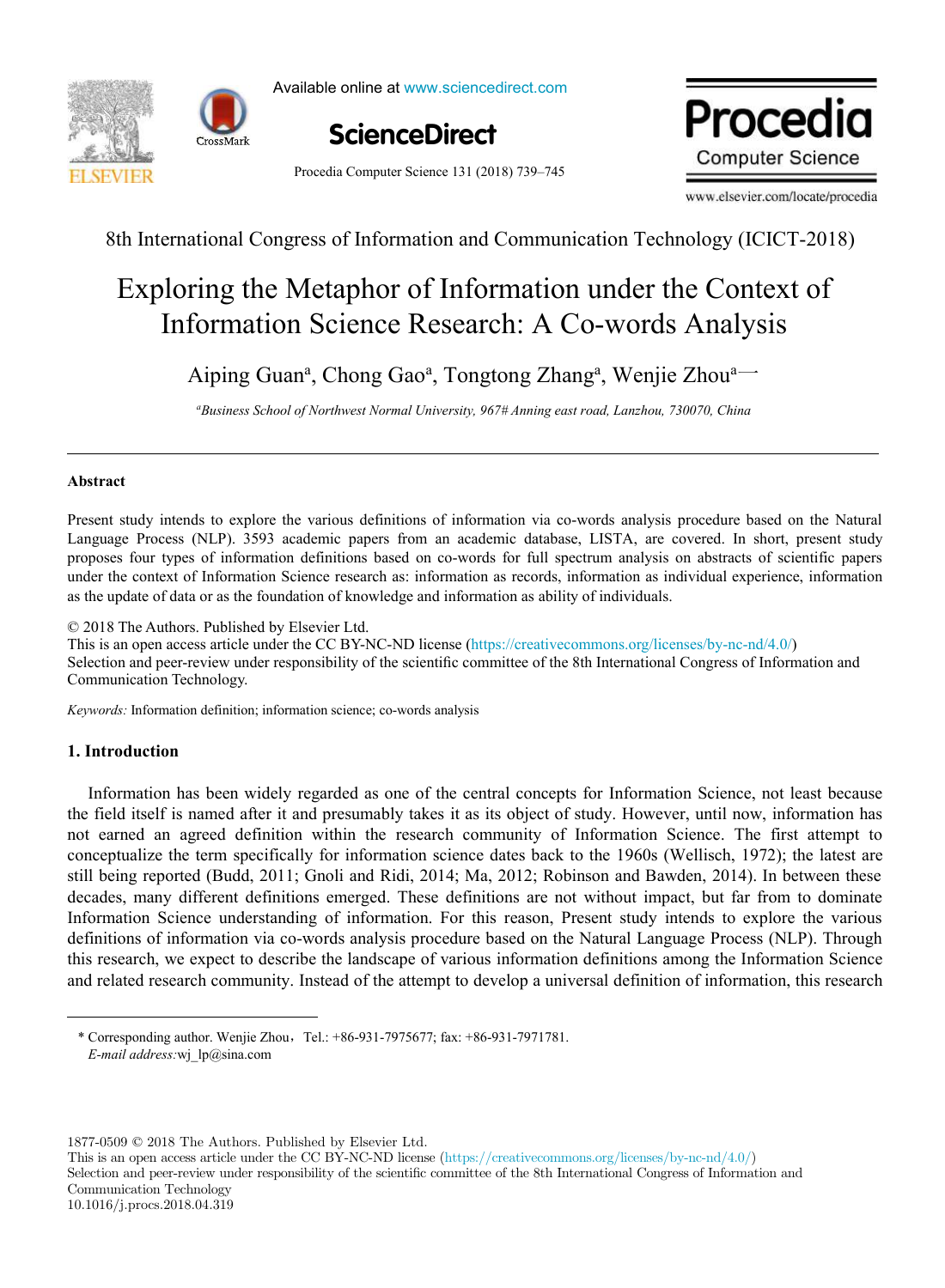8th International Congress of Information and Communication Technology (ICICT-2018)

# Exploring the Metaphor of Information under the Context of Information Science Research: A Co-words Analysis

Aiping Guan[a], Chong Gao[a], Tongtong Zhang[a], Wenjie Zhou[a]*

[a]*Business School of Northwest Normal University, 967# Anning east road, Lanzhou, 730070, China*

---

## Abstract

Present study intends to explore the various definitions of information via co-words analysis procedure based on the Natural Language Process (NLP). 3593 academic papers from an academic database, LISTA, are covered. In short, present study proposes four types of information definitions based on co-words for full spectrum analysis on abstracts of scientific papers under the context of Information Science research as: information as records, information as individual experience, information as the update of data or as the foundation of knowledge and information as ability of individuals.

© 2018 The Authors. Published by Elsevier Ltd.
This is an open access article under the CC BY-NC-ND license (https://creativecommons.org/licenses/by-nc-nd/4.0/)
Selection and peer-review under responsibility of the scientific committee of the 8th International Congress of Information and Communication Technology.

*Keywords:* Information definition; information science; co-words analysis

## 1. Introduction

Information has been widely regarded as one of the central concepts for Information Science, not least because the field itself is named after it and presumably takes it as its object of study. However, until now, information has not earned an agreed definition within the research community of Information Science. The first attempt to conceptualize the term specifically for information science dates back to the 1960s (Wellisch, 1972); the latest are still being reported (Budd, 2011; Gnoli and Ridi, 2014; Ma, 2012; Robinson and Bawden, 2014). In between these decades, many different definitions emerged. These definitions are not without impact, but far from to dominate Information Science understanding of information. For this reason, Present study intends to explore the various definitions of information via co-words analysis procedure based on the Natural Language Process (NLP). Through this research, we expect to describe the landscape of various information definitions among the Information Science and related research community. Instead of the attempt to develop a universal definition of information, this research

---

\* Corresponding author. Wenjie Zhou，Tel.: +86-931-7975677; fax: +86-931-7971781.
*E-mail address:* wj_lp@sina.com

1877-0509 © 2018 The Authors. Published by Elsevier Ltd.
This is an open access article under the CC BY-NC-ND license (https://creativecommons.org/licenses/by-nc-nd/4.0/)
Selection and peer-review under responsibility of the scientific committee of the 8th International Congress of Information and Communication Technology
10.1016/j.procs.2018.04.319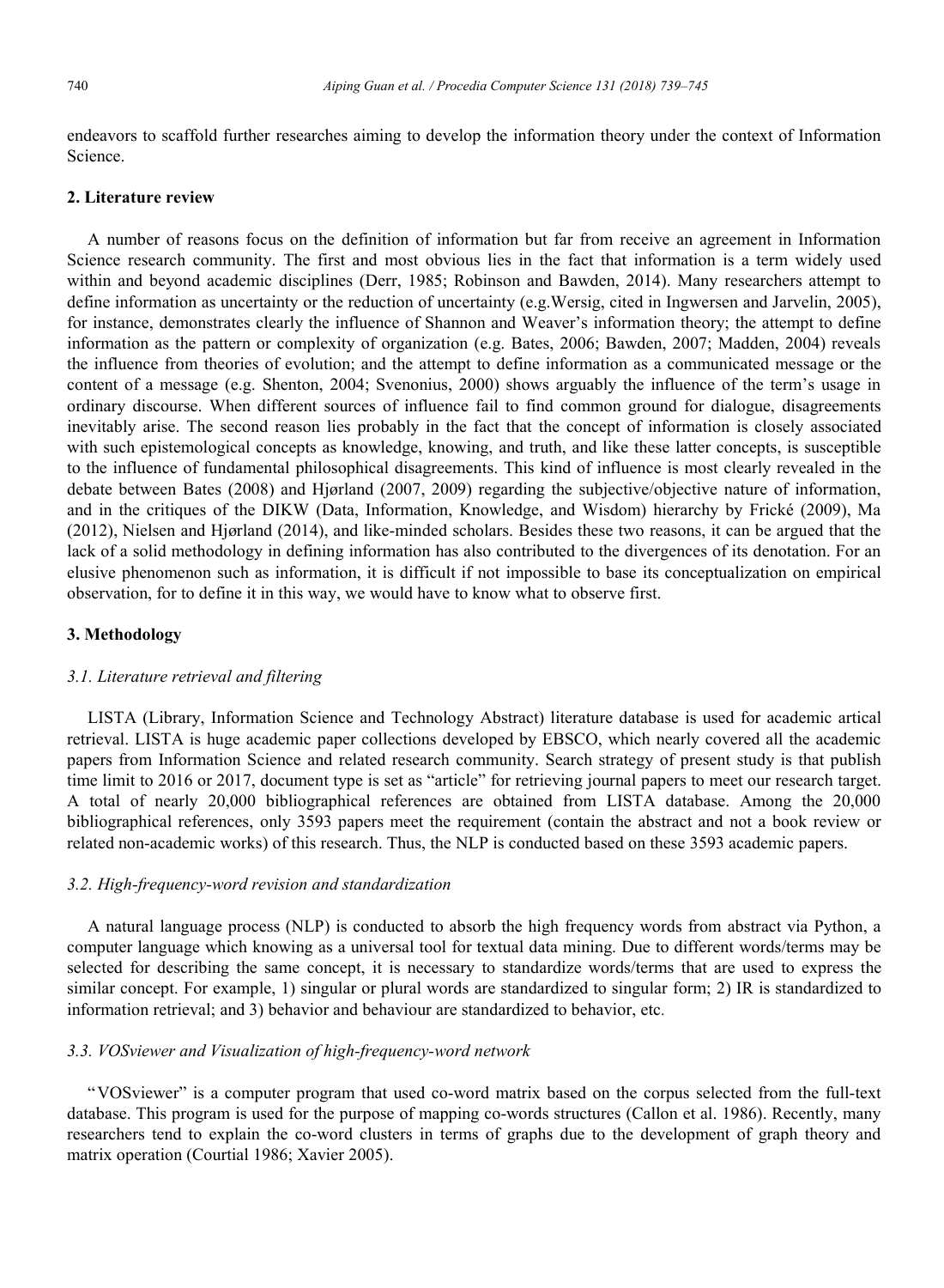endeavors to scaffold further researches aiming to develop the information theory under the context of Information Science.

## 2. Literature review

A number of reasons focus on the definition of information but far from receive an agreement in Information Science research community. The first and most obvious lies in the fact that information is a term widely used within and beyond academic disciplines (Derr, 1985; Robinson and Bawden, 2014). Many researchers attempt to define information as uncertainty or the reduction of uncertainty (e.g.Wersig, cited in Ingwersen and Jarvelin, 2005), for instance, demonstrates clearly the influence of Shannon and Weaver's information theory; the attempt to define information as the pattern or complexity of organization (e.g. Bates, 2006; Bawden, 2007; Madden, 2004) reveals the influence from theories of evolution; and the attempt to define information as a communicated message or the content of a message (e.g. Shenton, 2004; Svenonius, 2000) shows arguably the influence of the term's usage in ordinary discourse. When different sources of influence fail to find common ground for dialogue, disagreements inevitably arise. The second reason lies probably in the fact that the concept of information is closely associated with such epistemological concepts as knowledge, knowing, and truth, and like these latter concepts, is susceptible to the influence of fundamental philosophical disagreements. This kind of influence is most clearly revealed in the debate between Bates (2008) and Hjørland (2007, 2009) regarding the subjective/objective nature of information, and in the critiques of the DIKW (Data, Information, Knowledge, and Wisdom) hierarchy by Frické (2009), Ma (2012), Nielsen and Hjørland (2014), and like-minded scholars. Besides these two reasons, it can be argued that the lack of a solid methodology in defining information has also contributed to the divergences of its denotation. For an elusive phenomenon such as information, it is difficult if not impossible to base its conceptualization on empirical observation, for to define it in this way, we would have to know what to observe first.

## 3. Methodology

### *3.1. Literature retrieval and filtering*

LISTA (Library, Information Science and Technology Abstract) literature database is used for academic artical retrieval. LISTA is huge academic paper collections developed by EBSCO, which nearly covered all the academic papers from Information Science and related research community. Search strategy of present study is that publish time limit to 2016 or 2017, document type is set as "article" for retrieving journal papers to meet our research target. A total of nearly 20,000 bibliographical references are obtained from LISTA database. Among the 20,000 bibliographical references, only 3593 papers meet the requirement (contain the abstract and not a book review or related non-academic works) of this research. Thus, the NLP is conducted based on these 3593 academic papers.

### *3.2. High-frequency-word revision and standardization*

A natural language process (NLP) is conducted to absorb the high frequency words from abstract via Python, a computer language which knowing as a universal tool for textual data mining. Due to different words/terms may be selected for describing the same concept, it is necessary to standardize words/terms that are used to express the similar concept. For example, 1) singular or plural words are standardized to singular form; 2) IR is standardized to information retrieval; and 3) behavior and behaviour are standardized to behavior, etc.

### *3.3. VOSviewer and Visualization of high-frequency-word network*

"VOSviewer" is a computer program that used co-word matrix based on the corpus selected from the full-text database. This program is used for the purpose of mapping co-words structures (Callon et al. 1986). Recently, many researchers tend to explain the co-word clusters in terms of graphs due to the development of graph theory and matrix operation (Courtial 1986; Xavier 2005).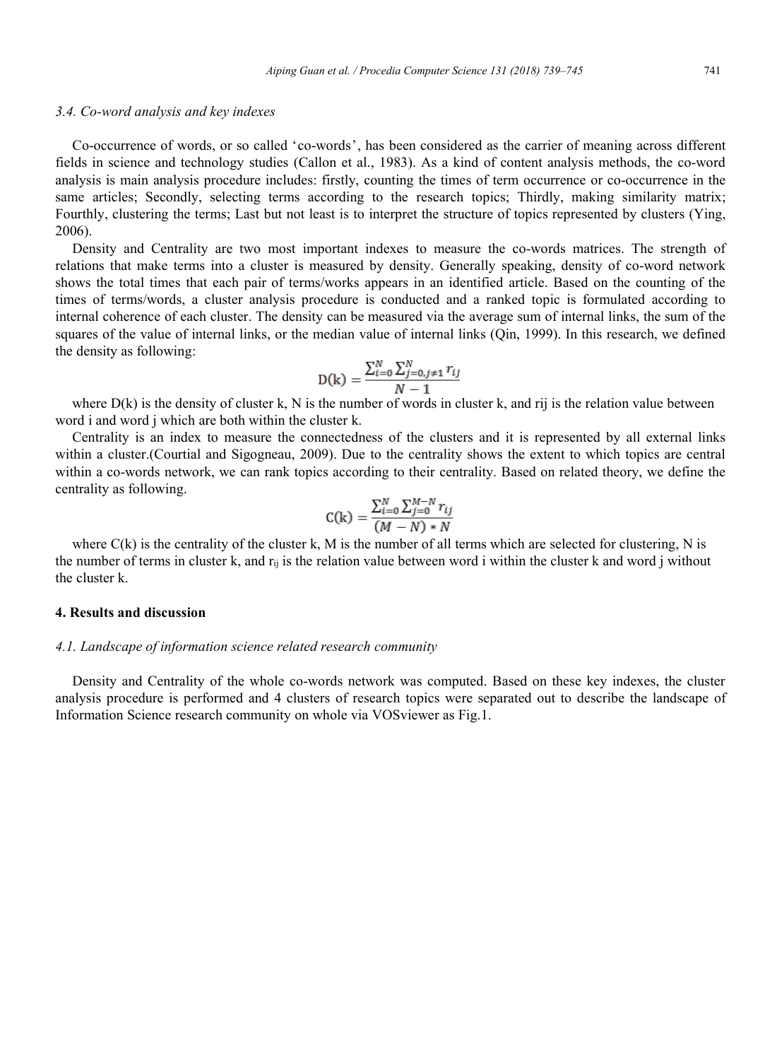### 3.4. Co-word analysis and key indexes

Co-occurrence of words, or so called 'co-words', has been considered as the carrier of meaning across different fields in science and technology studies (Callon et al., 1983). As a kind of content analysis methods, the co-word analysis is main analysis procedure includes: firstly, counting the times of term occurrence or co-occurrence in the same articles; Secondly, selecting terms according to the research topics; Thirdly, making similarity matrix; Fourthly, clustering the terms; Last but not least is to interpret the structure of topics represented by clusters (Ying, 2006).

Density and Centrality are two most important indexes to measure the co-words matrices. The strength of relations that make terms into a cluster is measured by density. Generally speaking, density of co-word network shows the total times that each pair of terms/works appears in an identified article. Based on the counting of the times of terms/words, a cluster analysis procedure is conducted and a ranked topic is formulated according to internal coherence of each cluster. The density can be measured via the average sum of internal links, the sum of the squares of the value of internal links, or the median value of internal links (Qin, 1999). In this research, we defined the density as following:

$$D(k) = \frac{\sum_{i=0}^{N} \sum_{j=0, j \neq 1}^{N} r_{ij}}{N-1}$$

where D(k) is the density of cluster k, N is the number of words in cluster k, and rij is the relation value between word i and word j which are both within the cluster k.

Centrality is an index to measure the connectedness of the clusters and it is represented by all external links within a cluster.(Courtial and Sigogneau, 2009). Due to the centrality shows the extent to which topics are central within a co-words network, we can rank topics according to their centrality. Based on related theory, we define the centrality as following.

$$C(k) = \frac{\sum_{i=0}^{N} \sum_{j=0}^{M-N} r_{ij}}{(M-N) * N}$$

where C(k) is the centrality of the cluster k, M is the number of all terms which are selected for clustering, N is the number of terms in cluster k, and $r_{ij}$ is the relation value between word i within the cluster k and word j without the cluster k.

## 4. Results and discussion

### 4.1. Landscape of information science related research community

Density and Centrality of the whole co-words network was computed. Based on these key indexes, the cluster analysis procedure is performed and 4 clusters of research topics were separated out to describe the landscape of Information Science research community on whole via VOSviewer as Fig.1.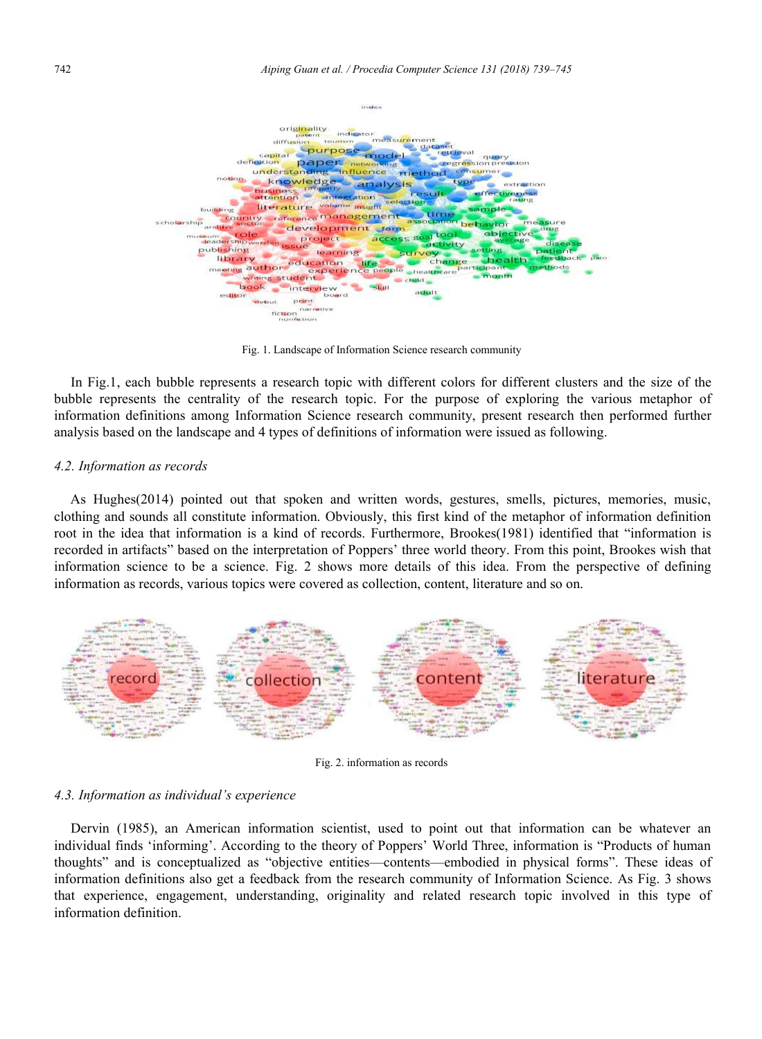Fig. 1. Landscape of Information Science research community

In Fig.1, each bubble represents a research topic with different colors for different clusters and the size of the bubble represents the centrality of the research topic. For the purpose of exploring the various metaphor of information definitions among Information Science research community, present research then performed further analysis based on the landscape and 4 types of definitions of information were issued as following.

### *4.2. Information as records*

As Hughes(2014) pointed out that spoken and written words, gestures, smells, pictures, memories, music, clothing and sounds all constitute information. Obviously, this first kind of the metaphor of information definition root in the idea that information is a kind of records. Furthermore, Brookes(1981) identified that "information is recorded in artifacts" based on the interpretation of Poppers' three world theory. From this point, Brookes wish that information science to be a science. Fig. 2 shows more details of this idea. From the perspective of defining information as records, various topics were covered as collection, content, literature and so on.

Fig. 2. information as records

### *4.3. Information as individual's experience*

Dervin (1985), an American information scientist, used to point out that information can be whatever an individual finds 'informing'. According to the theory of Poppers' World Three, information is "Products of human thoughts" and is conceptualized as "objective entities—contents—embodied in physical forms". These ideas of information definitions also get a feedback from the research community of Information Science. As Fig. 3 shows that experience, engagement, understanding, originality and related research topic involved in this type of information definition.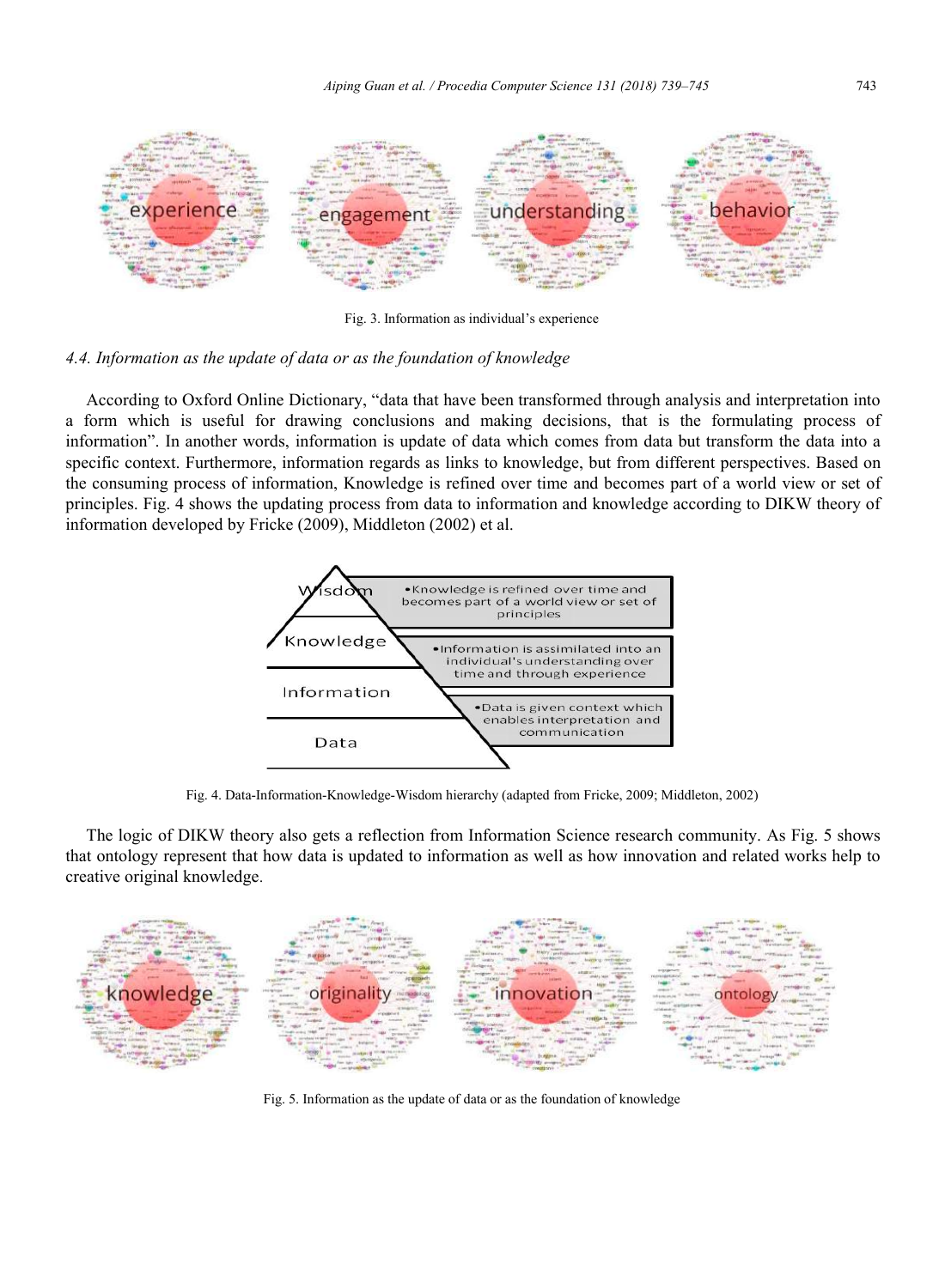Fig. 3. Information as individual's experience

*4.4. Information as the update of data or as the foundation of knowledge*

According to Oxford Online Dictionary, "data that have been transformed through analysis and interpretation into a form which is useful for drawing conclusions and making decisions, that is the formulating process of information". In another words, information is update of data which comes from data but transform the data into a specific context. Furthermore, information regards as links to knowledge, but from different perspectives. Based on the consuming process of information, Knowledge is refined over time and becomes part of a world view or set of principles. Fig. 4 shows the updating process from data to information and knowledge according to DIKW theory of information developed by Fricke (2009), Middleton (2002) et al.

Fig. 4. Data-Information-Knowledge-Wisdom hierarchy (adapted from Fricke, 2009; Middleton, 2002)

The logic of DIKW theory also gets a reflection from Information Science research community. As Fig. 5 shows that ontology represent that how data is updated to information as well as how innovation and related works help to creative original knowledge.

Fig. 5. Information as the update of data or as the foundation of knowledge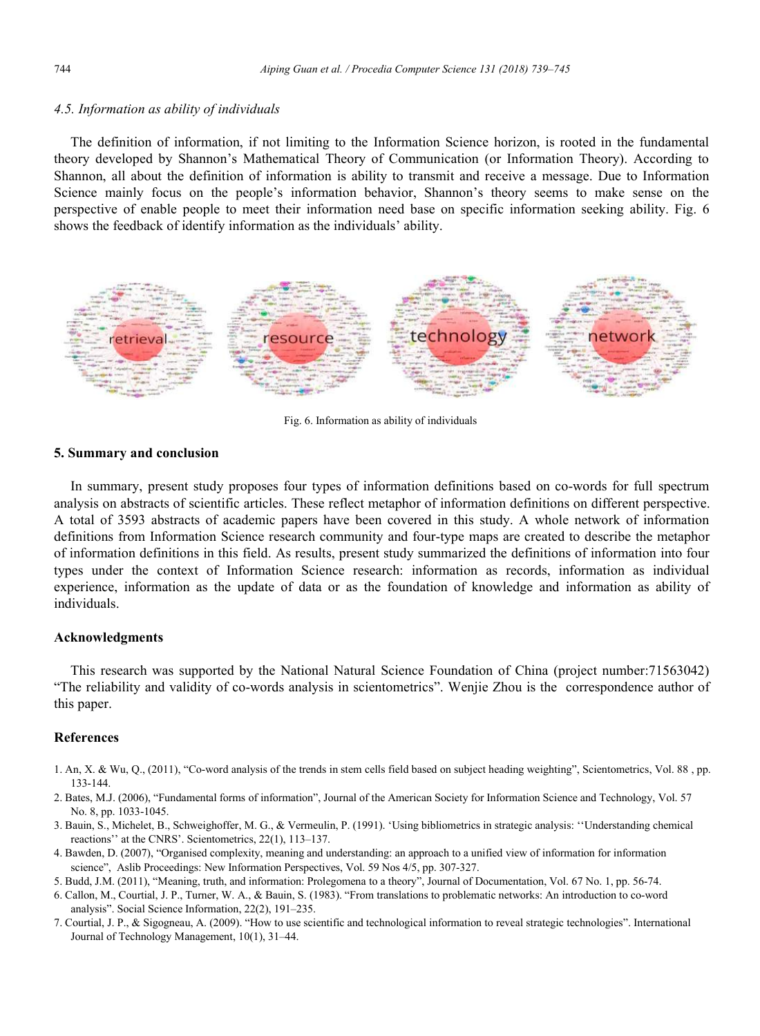### 4.5. Information as ability of individuals

The definition of information, if not limiting to the Information Science horizon, is rooted in the fundamental theory developed by Shannon's Mathematical Theory of Communication (or Information Theory). According to Shannon, all about the definition of information is ability to transmit and receive a message. Due to Information Science mainly focus on the people's information behavior, Shannon's theory seems to make sense on the perspective of enable people to meet their information need base on specific information seeking ability. Fig. 6 shows the feedback of identify information as the individuals' ability.

Fig. 6. Information as ability of individuals

## 5. Summary and conclusion

In summary, present study proposes four types of information definitions based on co-words for full spectrum analysis on abstracts of scientific articles. These reflect metaphor of information definitions on different perspective. A total of 3593 abstracts of academic papers have been covered in this study. A whole network of information definitions from Information Science research community and four-type maps are created to describe the metaphor of information definitions in this field. As results, present study summarized the definitions of information into four types under the context of Information Science research: information as records, information as individual experience, information as the update of data or as the foundation of knowledge and information as ability of individuals.

## Acknowledgments

This research was supported by the National Natural Science Foundation of China (project number:71563042) "The reliability and validity of co-words analysis in scientometrics". Wenjie Zhou is the correspondence author of this paper.

## References

1. An, X. & Wu, Q., (2011), "Co-word analysis of the trends in stem cells field based on subject heading weighting", Scientometrics, Vol. 88 , pp. 133-144.
2. Bates, M.J. (2006), "Fundamental forms of information", Journal of the American Society for Information Science and Technology, Vol. 57 No. 8, pp. 1033-1045.
3. Bauin, S., Michelet, B., Schweighoffer, M. G., & Vermeulin, P. (1991). 'Using bibliometrics in strategic analysis: ''Understanding chemical reactions'' at the CNRS'. Scientometrics, 22(1), 113–137.
4. Bawden, D. (2007), "Organised complexity, meaning and understanding: an approach to a unified view of information for information science", Aslib Proceedings: New Information Perspectives, Vol. 59 Nos 4/5, pp. 307-327.
5. Budd, J.M. (2011), "Meaning, truth, and information: Prolegomena to a theory", Journal of Documentation, Vol. 67 No. 1, pp. 56-74.
6. Callon, M., Courtial, J. P., Turner, W. A., & Bauin, S. (1983). "From translations to problematic networks: An introduction to co-word analysis". Social Science Information, 22(2), 191–235.
7. Courtial, J. P., & Sigogneau, A. (2009). "How to use scientific and technological information to reveal strategic technologies". International Journal of Technology Management, 10(1), 31–44.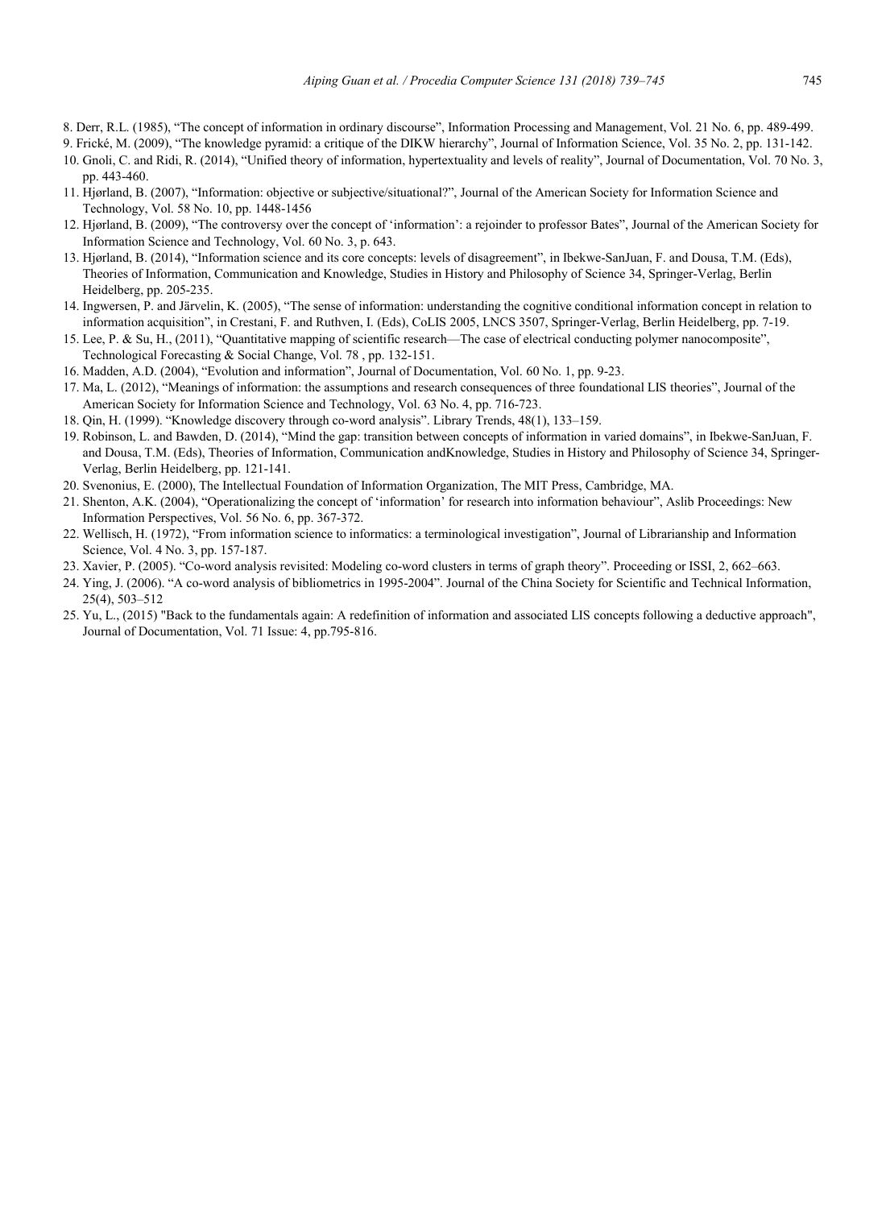8. Derr, R.L. (1985), "The concept of information in ordinary discourse", Information Processing and Management, Vol. 21 No. 6, pp. 489-499.
9. Frické, M. (2009), "The knowledge pyramid: a critique of the DIKW hierarchy", Journal of Information Science, Vol. 35 No. 2, pp. 131-142.
10. Gnoli, C. and Ridi, R. (2014), "Unified theory of information, hypertextuality and levels of reality", Journal of Documentation, Vol. 70 No. 3, pp. 443-460.
11. Hjørland, B. (2007), "Information: objective or subjective/situational?", Journal of the American Society for Information Science and Technology, Vol. 58 No. 10, pp. 1448-1456
12. Hjørland, B. (2009), "The controversy over the concept of 'information': a rejoinder to professor Bates", Journal of the American Society for Information Science and Technology, Vol. 60 No. 3, p. 643.
13. Hjørland, B. (2014), "Information science and its core concepts: levels of disagreement", in Ibekwe-SanJuan, F. and Dousa, T.M. (Eds), Theories of Information, Communication and Knowledge, Studies in History and Philosophy of Science 34, Springer-Verlag, Berlin Heidelberg, pp. 205-235.
14. Ingwersen, P. and Järvelin, K. (2005), "The sense of information: understanding the cognitive conditional information concept in relation to information acquisition", in Crestani, F. and Ruthven, I. (Eds), CoLIS 2005, LNCS 3507, Springer-Verlag, Berlin Heidelberg, pp. 7-19.
15. Lee, P. & Su, H., (2011), "Quantitative mapping of scientific research—The case of electrical conducting polymer nanocomposite", Technological Forecasting & Social Change, Vol. 78 , pp. 132-151.
16. Madden, A.D. (2004), "Evolution and information", Journal of Documentation, Vol. 60 No. 1, pp. 9-23.
17. Ma, L. (2012), "Meanings of information: the assumptions and research consequences of three foundational LIS theories", Journal of the American Society for Information Science and Technology, Vol. 63 No. 4, pp. 716-723.
18. Qin, H. (1999). "Knowledge discovery through co-word analysis". Library Trends, 48(1), 133–159.
19. Robinson, L. and Bawden, D. (2014), "Mind the gap: transition between concepts of information in varied domains", in Ibekwe-SanJuan, F. and Dousa, T.M. (Eds), Theories of Information, Communication andKnowledge, Studies in History and Philosophy of Science 34, Springer-Verlag, Berlin Heidelberg, pp. 121-141.
20. Svenonius, E. (2000), The Intellectual Foundation of Information Organization, The MIT Press, Cambridge, MA.
21. Shenton, A.K. (2004), "Operationalizing the concept of 'information' for research into information behaviour", Aslib Proceedings: New Information Perspectives, Vol. 56 No. 6, pp. 367-372.
22. Wellisch, H. (1972), "From information science to informatics: a terminological investigation", Journal of Librarianship and Information Science, Vol. 4 No. 3, pp. 157-187.
23. Xavier, P. (2005). "Co-word analysis revisited: Modeling co-word clusters in terms of graph theory". Proceeding or ISSI, 2, 662–663.
24. Ying, J. (2006). "A co-word analysis of bibliometrics in 1995-2004". Journal of the China Society for Scientific and Technical Information, 25(4), 503–512
25. Yu, L., (2015) "Back to the fundamentals again: A redefinition of information and associated LIS concepts following a deductive approach", Journal of Documentation, Vol. 71 Issue: 4, pp.795-816.